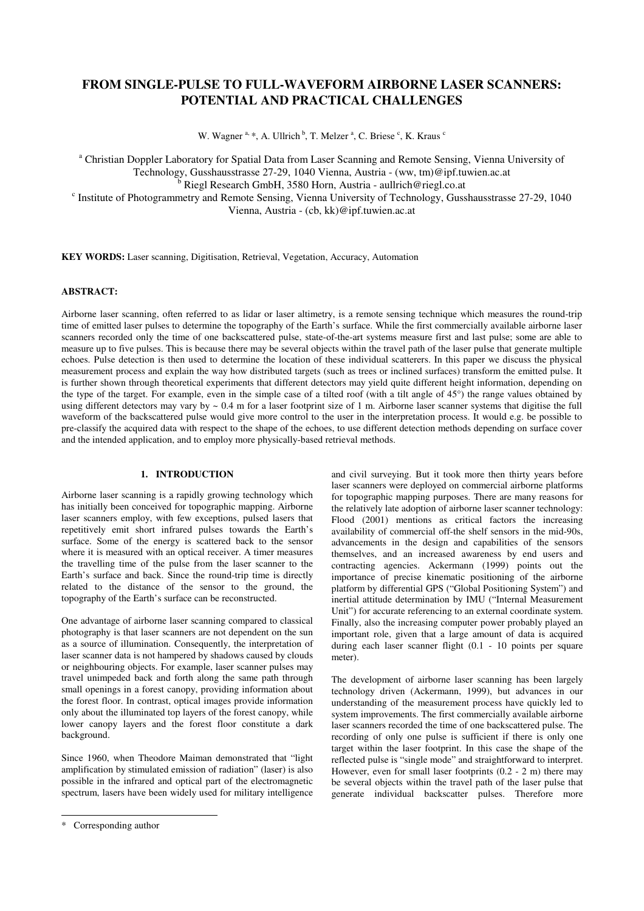# FROM SINGLE-PULSE TO FULL-WAVEFORM AIRBORNE LASER SCANNERS: POTENTIAL AND PRACTICAL CHALLENGES

W. Wagner [a, *], A. Ullrich [b], T. Melzer [a], C. Briese [c], K. Kraus [c]

[a] Christian Doppler Laboratory for Spatial Data from Laser Scanning and Remote Sensing, Vienna University of Technology, Gusshausstrasse 27-29, 1040 Vienna, Austria - (ww, tm)@ipf.tuwien.ac.at

[b] Riegl Research GmbH, 3580 Horn, Austria - aullrich@riegl.co.at

[c] Institute of Photogrammetry and Remote Sensing, Vienna University of Technology, Gusshausstrasse 27-29, 1040 Vienna, Austria - (cb, kk)@ipf.tuwien.ac.at

**KEY WORDS:** Laser scanning, Digitisation, Retrieval, Vegetation, Accuracy, Automation

**ABSTRACT:**

Airborne laser scanning, often referred to as lidar or laser altimetry, is a remote sensing technique which measures the round-trip time of emitted laser pulses to determine the topography of the Earth's surface. While the first commercially available airborne laser scanners recorded only the time of one backscattered pulse, state-of-the-art systems measure first and last pulse; some are able to measure up to five pulses. This is because there may be several objects within the travel path of the laser pulse that generate multiple echoes. Pulse detection is then used to determine the location of these individual scatterers. In this paper we discuss the physical measurement process and explain the way how distributed targets (such as trees or inclined surfaces) transform the emitted pulse. It is further shown through theoretical experiments that different detectors may yield quite different height information, depending on the type of the target. For example, even in the simple case of a tilted roof (with a tilt angle of 45°) the range values obtained by using different detectors may vary by ~ 0.4 m for a laser footprint size of 1 m. Airborne laser scanner systems that digitise the full waveform of the backscattered pulse would give more control to the user in the interpretation process. It would e.g. be possible to pre-classify the acquired data with respect to the shape of the echoes, to use different detection methods depending on surface cover and the intended application, and to employ more physically-based retrieval methods.

## 1. INTRODUCTION

Airborne laser scanning is a rapidly growing technology which has initially been conceived for topographic mapping. Airborne laser scanners employ, with few exceptions, pulsed lasers that repetitively emit short infrared pulses towards the Earth's surface. Some of the energy is scattered back to the sensor where it is measured with an optical receiver. A timer measures the travelling time of the pulse from the laser scanner to the Earth's surface and back. Since the round-trip time is directly related to the distance of the sensor to the ground, the topography of the Earth's surface can be reconstructed.

One advantage of airborne laser scanning compared to classical photography is that laser scanners are not dependent on the sun as a source of illumination. Consequently, the interpretation of laser scanner data is not hampered by shadows caused by clouds or neighbouring objects. For example, laser scanner pulses may travel unimpeded back and forth along the same path through small openings in a forest canopy, providing information about the forest floor. In contrast, optical images provide information only about the illuminated top layers of the forest canopy, while lower canopy layers and the forest floor constitute a dark background.

Since 1960, when Theodore Maiman demonstrated that "light amplification by stimulated emission of radiation" (laser) is also possible in the infrared and optical part of the electromagnetic spectrum, lasers have been widely used for military intelligence and civil surveying. But it took more then thirty years before laser scanners were deployed on commercial airborne platforms for topographic mapping purposes. There are many reasons for the relatively late adoption of airborne laser scanner technology: Flood (2001) mentions as critical factors the increasing availability of commercial off-the shelf sensors in the mid-90s, advancements in the design and capabilities of the sensors themselves, and an increased awareness by end users and contracting agencies. Ackermann (1999) points out the importance of precise kinematic positioning of the airborne platform by differential GPS ("Global Positioning System") and inertial attitude determination by IMU ("Internal Measurement Unit") for accurate referencing to an external coordinate system. Finally, also the increasing computer power probably played an important role, given that a large amount of data is acquired during each laser scanner flight (0.1 - 10 points per square meter).

The development of airborne laser scanning has been largely technology driven (Ackermann, 1999), but advances in our understanding of the measurement process have quickly led to system improvements. The first commercially available airborne laser scanners recorded the time of one backscattered pulse. The recording of only one pulse is sufficient if there is only one target within the laser footprint. In this case the shape of the reflected pulse is "single mode" and straightforward to interpret. However, even for small laser footprints (0.2 - 2 m) there may be several objects within the travel path of the laser pulse that generate individual backscatter pulses. Therefore more

* Corresponding author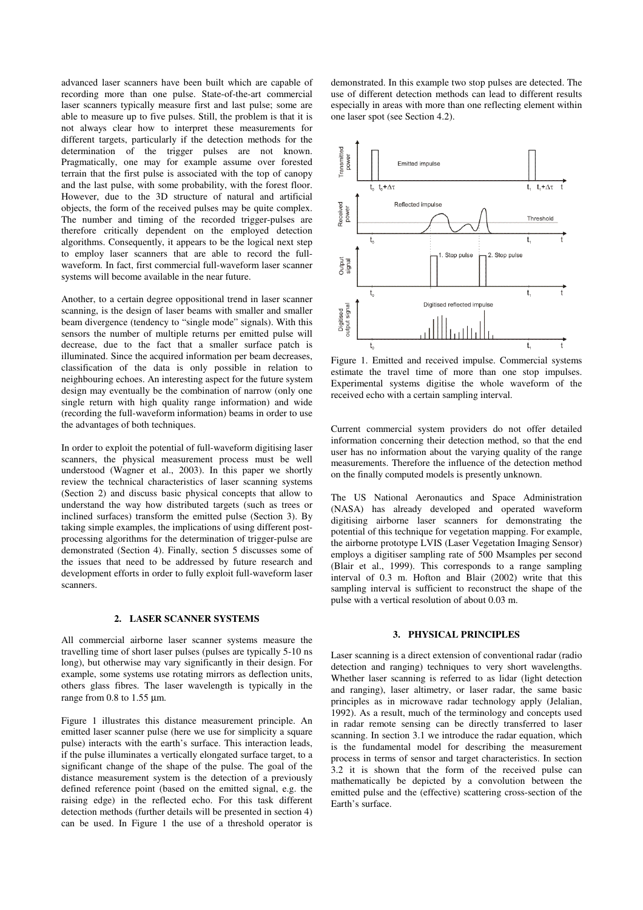advanced laser scanners have been built which are capable of recording more than one pulse. State-of-the-art commercial laser scanners typically measure first and last pulse; some are able to measure up to five pulses. Still, the problem is that it is not always clear how to interpret these measurements for different targets, particularly if the detection methods for the determination of the trigger pulses are not known. Pragmatically, one may for example assume over forested terrain that the first pulse is associated with the top of canopy and the last pulse, with some probability, with the forest floor. However, due to the 3D structure of natural and artificial objects, the form of the received pulses may be quite complex. The number and timing of the recorded trigger-pulses are therefore critically dependent on the employed detection algorithms. Consequently, it appears to be the logical next step to employ laser scanners that are able to record the full-waveform. In fact, first commercial full-waveform laser scanner systems will become available in the near future.

Another, to a certain degree oppositional trend in laser scanner scanning, is the design of laser beams with smaller and smaller beam divergence (tendency to "single mode" signals). With this sensors the number of multiple returns per emitted pulse will decrease, due to the fact that a smaller surface patch is illuminated. Since the acquired information per beam decreases, classification of the data is only possible in relation to neighbouring echoes. An interesting aspect for the future system design may eventually be the combination of narrow (only one single return with high quality range information) and wide (recording the full-waveform information) beams in order to use the advantages of both techniques.

In order to exploit the potential of full-waveform digitising laser scanners, the physical measurement process must be well understood (Wagner et al., 2003). In this paper we shortly review the technical characteristics of laser scanning systems (Section 2) and discuss basic physical concepts that allow to understand the way how distributed targets (such as trees or inclined surfaces) transform the emitted pulse (Section 3). By taking simple examples, the implications of using different post-processing algorithms for the determination of trigger-pulse are demonstrated (Section 4). Finally, section 5 discusses some of the issues that need to be addressed by future research and development efforts in order to fully exploit full-waveform laser scanners.

## 2. LASER SCANNER SYSTEMS

All commercial airborne laser scanner systems measure the travelling time of short laser pulses (pulses are typically 5-10 ns long), but otherwise may vary significantly in their design. For example, some systems use rotating mirrors as deflection units, others glass fibres. The laser wavelength is typically in the range from 0.8 to 1.55 µm.

Figure 1 illustrates this distance measurement principle. An emitted laser scanner pulse (here we use for simplicity a square pulse) interacts with the earth's surface. This interaction leads, if the pulse illuminates a vertically elongated surface target, to a significant change of the shape of the pulse. The goal of the distance measurement system is the detection of a previously defined reference point (based on the emitted signal, e.g. the raising edge) in the reflected echo. For this task different detection methods (further details will be presented in section 4) can be used. In Figure 1 the use of a threshold operator is demonstrated. In this example two stop pulses are detected. The use of different detection methods can lead to different results especially in areas with more than one reflecting element within one laser spot (see Section 4.2).

Figure 1. Emitted and received impulse. Commercial systems estimate the travel time of more than one stop impulses. Experimental systems digitise the whole waveform of the received echo with a certain sampling interval.

Current commercial system providers do not offer detailed information concerning their detection method, so that the end user has no information about the varying quality of the range measurements. Therefore the influence of the detection method on the finally computed models is presently unknown.

The US National Aeronautics and Space Administration (NASA) has already developed and operated waveform digitising airborne laser scanners for demonstrating the potential of this technique for vegetation mapping. For example, the airborne prototype LVIS (Laser Vegetation Imaging Sensor) employs a digitiser sampling rate of 500 Msamples per second (Blair et al., 1999). This corresponds to a range sampling interval of 0.3 m. Hofton and Blair (2002) write that this sampling interval is sufficient to reconstruct the shape of the pulse with a vertical resolution of about 0.03 m.

## 3. PHYSICAL PRINCIPLES

Laser scanning is a direct extension of conventional radar (radio detection and ranging) techniques to very short wavelengths. Whether laser scanning is referred to as lidar (light detection and ranging), laser altimetry, or laser radar, the same basic principles as in microwave radar technology apply (Jelalian, 1992). As a result, much of the terminology and concepts used in radar remote sensing can be directly transferred to laser scanning. In section 3.1 we introduce the radar equation, which is the fundamental model for describing the measurement process in terms of sensor and target characteristics. In section 3.2 it is shown that the form of the received pulse can mathematically be depicted by a convolution between the emitted pulse and the (effective) scattering cross-section of the Earth's surface.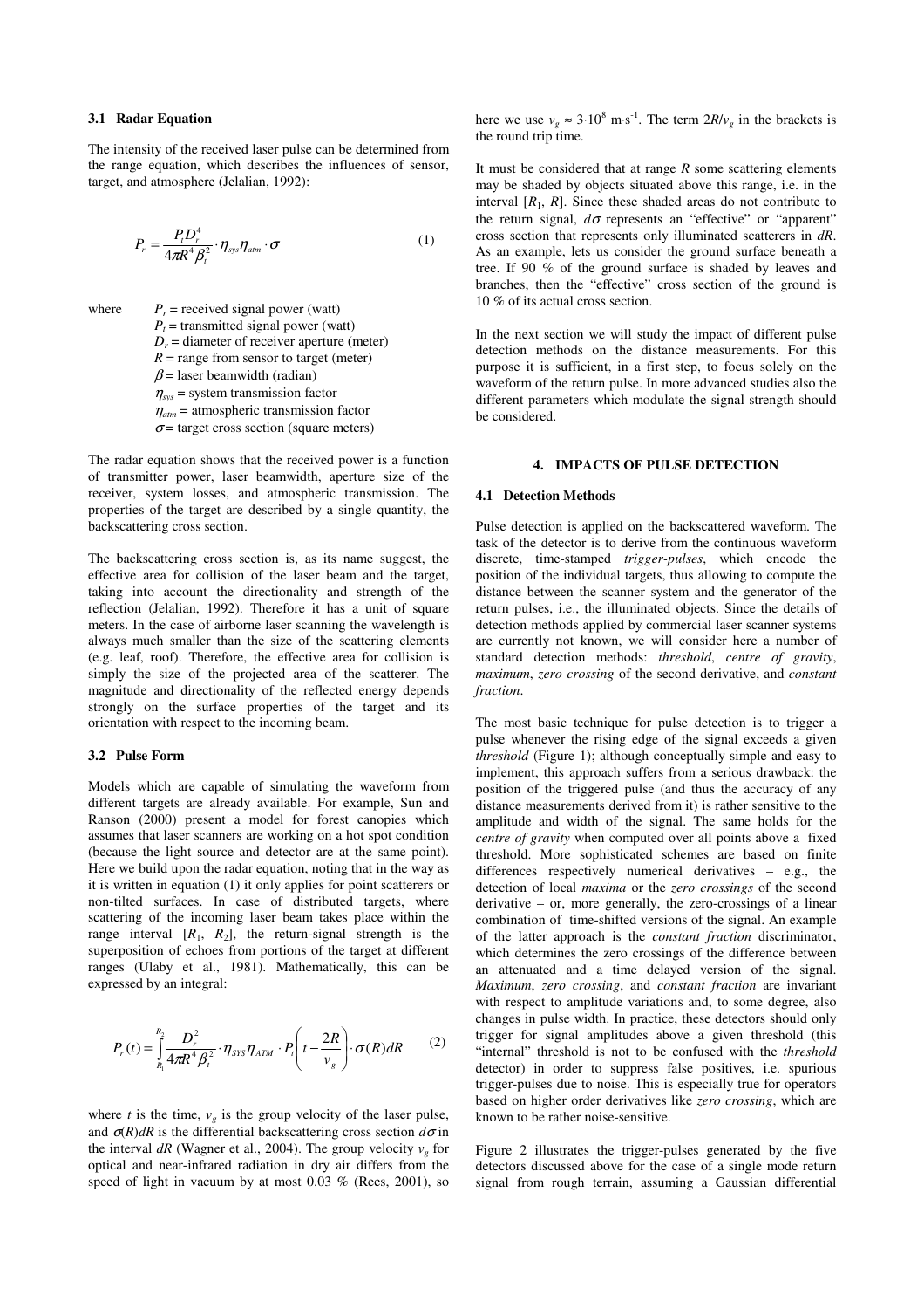### 3.1 Radar Equation

The intensity of the received laser pulse can be determined from the range equation, which describes the influences of sensor, target, and atmosphere (Jelalian, 1992):

$$P_r = \frac{P_t D_r^4}{4\pi R^4 \beta_t^2} \cdot \eta_{sys} \eta_{atm} \cdot \sigma \tag{1}$$

where
$P_r$ = received signal power (watt)
$P_t$ = transmitted signal power (watt)
$D_r$ = diameter of receiver aperture (meter)
$R$ = range from sensor to target (meter)
$\beta$ = laser beamwidth (radian)
$\eta_{sys}$ = system transmission factor
$\eta_{atm}$ = atmospheric transmission factor
$\sigma$ = target cross section (square meters)

The radar equation shows that the received power is a function of transmitter power, laser beamwidth, aperture size of the receiver, system losses, and atmospheric transmission. The properties of the target are described by a single quantity, the backscattering cross section.

The backscattering cross section is, as its name suggest, the effective area for collision of the laser beam and the target, taking into account the directionality and strength of the reflection (Jelalian, 1992). Therefore it has a unit of square meters. In the case of airborne laser scanning the wavelength is always much smaller than the size of the scattering elements (e.g. leaf, roof). Therefore, the effective area for collision is simply the size of the projected area of the scatterer. The magnitude and directionality of the reflected energy depends strongly on the surface properties of the target and its orientation with respect to the incoming beam.

### 3.2 Pulse Form

Models which are capable of simulating the waveform from different targets are already available. For example, Sun and Ranson (2000) present a model for forest canopies which assumes that laser scanners are working on a hot spot condition (because the light source and detector are at the same point). Here we build upon the radar equation, noting that in the way as it is written in equation (1) it only applies for point scatterers or non-tilted surfaces. In case of distributed targets, where scattering of the incoming laser beam takes place within the range interval $[R_1, R_2]$, the return-signal strength is the superposition of echoes from portions of the target at different ranges (Ulaby et al., 1981). Mathematically, this can be expressed by an integral:

$$P_r(t) = \int_{R_1}^{R_2} \frac{D_r^2}{4\pi R^4 \beta_t^2} \cdot \eta_{SYS} \eta_{ATM} \cdot P_t\left(t - \frac{2R}{v_g}\right) \cdot \sigma(R) dR \tag{2}$$

where $t$ is the time, $v_g$ is the group velocity of the laser pulse, and $\sigma(R)dR$ is the differential backscattering cross section $d\sigma$ in the interval $dR$ (Wagner et al., 2004). The group velocity $v_g$ for optical and near-infrared radiation in dry air differs from the speed of light in vacuum by at most 0.03 % (Rees, 2001), so here we use $v_g \approx 3 \cdot 10^8$ m·s$^{-1}$. The term $2R/v_g$ in the brackets is the round trip time.

It must be considered that at range $R$ some scattering elements may be shaded by objects situated above this range, i.e. in the interval $[R_1, R]$. Since these shaded areas do not contribute to the return signal, $d\sigma$ represents an "effective" or "apparent" cross section that represents only illuminated scatterers in $dR$. As an example, lets us consider the ground surface beneath a tree. If 90 % of the ground surface is shaded by leaves and branches, then the "effective" cross section of the ground is 10 % of its actual cross section.

In the next section we will study the impact of different pulse detection methods on the distance measurements. For this purpose it is sufficient, in a first step, to focus solely on the waveform of the return pulse. In more advanced studies also the different parameters which modulate the signal strength should be considered.

## 4. IMPACTS OF PULSE DETECTION

### 4.1 Detection Methods

Pulse detection is applied on the backscattered waveform. The task of the detector is to derive from the continuous waveform discrete, time-stamped *trigger-pulses*, which encode the position of the individual targets, thus allowing to compute the distance between the scanner system and the generator of the return pulses, i.e., the illuminated objects. Since the details of detection methods applied by commercial laser scanner systems are currently not known, we will consider here a number of standard detection methods: *threshold*, *centre of gravity*, *maximum*, *zero crossing* of the second derivative, and *constant fraction*.

The most basic technique for pulse detection is to trigger a pulse whenever the rising edge of the signal exceeds a given *threshold* (Figure 1); although conceptually simple and easy to implement, this approach suffers from a serious drawback: the position of the triggered pulse (and thus the accuracy of any distance measurements derived from it) is rather sensitive to the amplitude and width of the signal. The same holds for the *centre of gravity* when computed over all points above a fixed threshold. More sophisticated schemes are based on finite differences respectively numerical derivatives – e.g., the detection of local *maxima* or the *zero crossings* of the second derivative – or, more generally, the zero-crossings of a linear combination of time-shifted versions of the signal. An example of the latter approach is the *constant fraction* discriminator, which determines the zero crossings of the difference between an attenuated and a time delayed version of the signal. *Maximum*, *zero crossing*, and *constant fraction* are invariant with respect to amplitude variations and, to some degree, also changes in pulse width. In practice, these detectors should only trigger for signal amplitudes above a given threshold (this "internal" threshold is not to be confused with the *threshold* detector) in order to suppress false positives, i.e. spurious trigger-pulses due to noise. This is especially true for operators based on higher order derivatives like *zero crossing*, which are known to be rather noise-sensitive.

Figure 2 illustrates the trigger-pulses generated by the five detectors discussed above for the case of a single mode return signal from rough terrain, assuming a Gaussian differential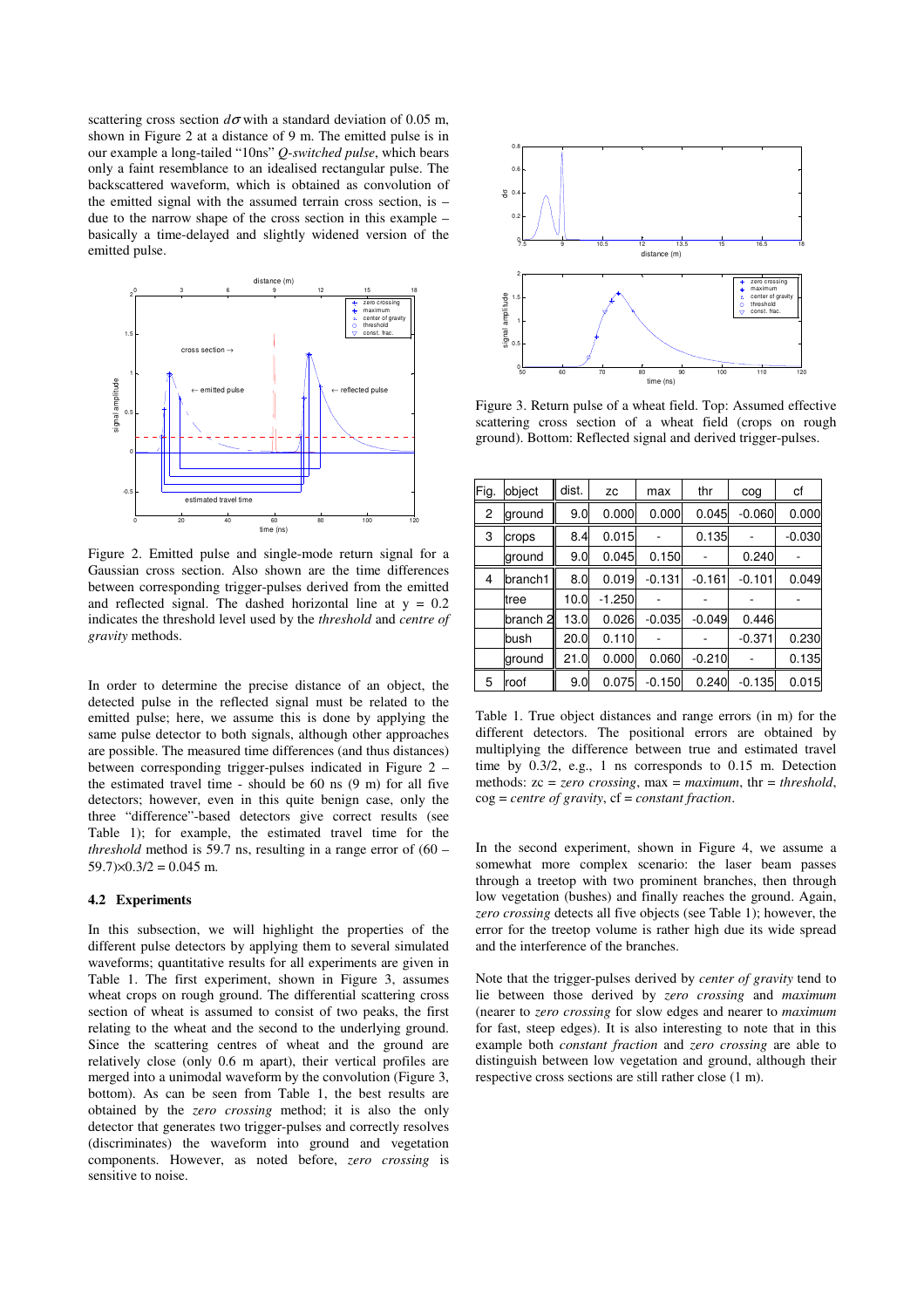scattering cross section $d\sigma$ with a standard deviation of 0.05 m, shown in Figure 2 at a distance of 9 m. The emitted pulse is in our example a long-tailed "10ns" *Q-switched pulse*, which bears only a faint resemblance to an idealised rectangular pulse. The backscattered waveform, which is obtained as convolution of the emitted signal with the assumed terrain cross section, is – due to the narrow shape of the cross section in this example – basically a time-delayed and slightly widened version of the emitted pulse.

Figure 2. Emitted pulse and single-mode return signal for a Gaussian cross section. Also shown are the time differences between corresponding trigger-pulses derived from the emitted and reflected signal. The dashed horizontal line at y = 0.2 indicates the threshold level used by the *threshold* and *centre of gravity* methods.

In order to determine the precise distance of an object, the detected pulse in the reflected signal must be related to the emitted pulse; here, we assume this is done by applying the same pulse detector to both signals, although other approaches are possible. The measured time differences (and thus distances) between corresponding trigger-pulses indicated in Figure 2 – the estimated travel time - should be 60 ns (9 m) for all five detectors; however, even in this quite benign case, only the three "difference"-based detectors give correct results (see Table 1); for example, the estimated travel time for the *threshold* method is 59.7 ns, resulting in a range error of (60 – 59.7)×0.3/2 = 0.045 m.

### 4.2 Experiments

In this subsection, we will highlight the properties of the different pulse detectors by applying them to several simulated waveforms; quantitative results for all experiments are given in Table 1. The first experiment, shown in Figure 3, assumes wheat crops on rough ground. The differential scattering cross section of wheat is assumed to consist of two peaks, the first relating to the wheat and the second to the underlying ground. Since the scattering centres of wheat and the ground are relatively close (only 0.6 m apart), their vertical profiles are merged into a unimodal waveform by the convolution (Figure 3, bottom). As can be seen from Table 1, the best results are obtained by the *zero crossing* method; it is also the only detector that generates two trigger-pulses and correctly resolves (discriminates) the waveform into ground and vegetation components. However, as noted before, *zero crossing* is sensitive to noise.

Figure 3. Return pulse of a wheat field. Top: Assumed effective scattering cross section of a wheat field (crops on rough ground). Bottom: Reflected signal and derived trigger-pulses.

| Fig. | object | dist. | zc | max | thr | cog | cf |
|---|---|---|---|---|---|---|---|
| 2 | ground | 9.0 | 0.000 | 0.000 | 0.045 | -0.060 | 0.000 |
| 3 | crops | 8.4 | 0.015 | - | 0.135 | - | -0.030 |
| | ground | 9.0 | 0.045 | 0.150 | - | 0.240 | - |
| 4 | branch1 | 8.0 | 0.019 | -0.131 | -0.161 | -0.101 | 0.049 |
| | tree | 10.0 | -1.250 | - | - | - | - |
| | branch 2 | 13.0 | 0.026 | -0.035 | -0.049 | 0.446 | |
| | bush | 20.0 | 0.110 | - | - | -0.371 | 0.230 |
| | ground | 21.0 | 0.000 | 0.060 | -0.210 | - | 0.135 |
| 5 | roof | 9.0 | 0.075 | -0.150 | 0.240 | -0.135 | 0.015 |

Table 1. True object distances and range errors (in m) for the different detectors. The positional errors are obtained by multiplying the difference between true and estimated travel time by 0.3/2, e.g., 1 ns corresponds to 0.15 m. Detection methods: zc = *zero crossing*, max = *maximum*, thr = *threshold*, cog = *centre of gravity*, cf = *constant fraction*.

In the second experiment, shown in Figure 4, we assume a somewhat more complex scenario: the laser beam passes through a treetop with two prominent branches, then through low vegetation (bushes) and finally reaches the ground. Again, *zero crossing* detects all five objects (see Table 1); however, the error for the treetop volume is rather high due its wide spread and the interference of the branches.

Note that the trigger-pulses derived by *center of gravity* tend to lie between those derived by *zero crossing* and *maximum* (nearer to *zero crossing* for slow edges and nearer to *maximum* for fast, steep edges). It is also interesting to note that in this example both *constant fraction* and *zero crossing* are able to distinguish between low vegetation and ground, although their respective cross sections are still rather close (1 m).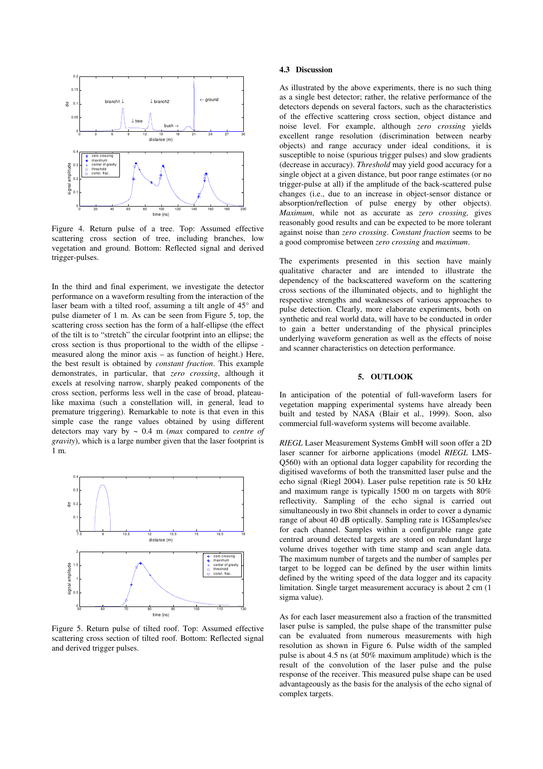Figure 4. Return pulse of a tree. Top: Assumed effective scattering cross section of tree, including branches, low vegetation and ground. Bottom: Reflected signal and derived trigger-pulses.

In the third and final experiment, we investigate the detector performance on a waveform resulting from the interaction of the laser beam with a tilted roof, assuming a tilt angle of 45° and pulse diameter of 1 m. As can be seen from Figure 5, top, the scattering cross section has the form of a half-ellipse (the effect of the tilt is to "stretch" the circular footprint into an ellipse; the cross section is thus proportional to the width of the ellipse - measured along the minor axis – as function of height.) Here, the best result is obtained by *constant fraction*. This example demonstrates, in particular, that *zero crossing*, although it excels at resolving narrow, sharply peaked components of the cross section, performs less well in the case of broad, plateau-like maxima (such a constellation will, in general, lead to premature triggering). Remarkable to note is that even in this simple case the range values obtained by using different detectors may vary by ~ 0.4 m (*max* compared to *centre of gravity*), which is a large number given that the laser footprint is 1 m.

Figure 5. Return pulse of tilted roof. Top: Assumed effective scattering cross section of tilted roof. Bottom: Reflected signal and derived trigger pulses.

### 4.3 Discussion

As illustrated by the above experiments, there is no such thing as a single best detector; rather, the relative performance of the detectors depends on several factors, such as the characteristics of the effective scattering cross section, object distance and noise level. For example, although *zero crossing* yields excellent range resolution (discrimination between nearby objects) and range accuracy under ideal conditions, it is susceptible to noise (spurious trigger pulses) and slow gradients (decrease in accuracy). *Threshold* may yield good accuracy for a single object at a given distance, but poor range estimates (or no trigger-pulse at all) if the amplitude of the back-scattered pulse changes (i.e., due to an increase in object-sensor distance or absorption/reflection of pulse energy by other objects). *Maximum*, while not as accurate as *zero crossing,* gives reasonably good results and can be expected to be more tolerant against noise than *zero crossing*. *Constant fraction* seems to be a good compromise between *zero crossing* and *maximum*.

The experiments presented in this section have mainly qualitative character and are intended to illustrate the dependency of the backscattered waveform on the scattering cross sections of the illuminated objects, and to highlight the respective strengths and weaknesses of various approaches to pulse detection. Clearly, more elaborate experiments, both on synthetic and real world data, will have to be conducted in order to gain a better understanding of the physical principles underlying waveform generation as well as the effects of noise and scanner characteristics on detection performance.

## 5. OUTLOOK

In anticipation of the potential of full-waveform lasers for vegetation mapping experimental systems have already been built and tested by NASA (Blair et al., 1999). Soon, also commercial full-waveform systems will become available.

*RIEGL* Laser Measurement Systems GmbH will soon offer a 2D laser scanner for airborne applications (model *RIEGL* LMS-Q560) with an optional data logger capability for recording the digitised waveforms of both the transmitted laser pulse and the echo signal (Riegl 2004). Laser pulse repetition rate is 50 kHz and maximum range is typically 1500 m on targets with 80% reflectivity. Sampling of the echo signal is carried out simultaneously in two 8bit channels in order to cover a dynamic range of about 40 dB optically. Sampling rate is 1GSamples/sec for each channel. Samples within a configurable range gate centred around detected targets are stored on redundant large volume drives together with time stamp and scan angle data. The maximum number of targets and the number of samples per target to be logged can be defined by the user within limits defined by the writing speed of the data logger and its capacity limitation. Single target measurement accuracy is about 2 cm (1 sigma value).

As for each laser measurement also a fraction of the transmitted laser pulse is sampled, the pulse shape of the transmitter pulse can be evaluated from numerous measurements with high resolution as shown in Figure 6. Pulse width of the sampled pulse is about 4.5 ns (at 50% maximum amplitude) which is the result of the convolution of the laser pulse and the pulse response of the receiver. This measured pulse shape can be used advantageously as the basis for the analysis of the echo signal of complex targets.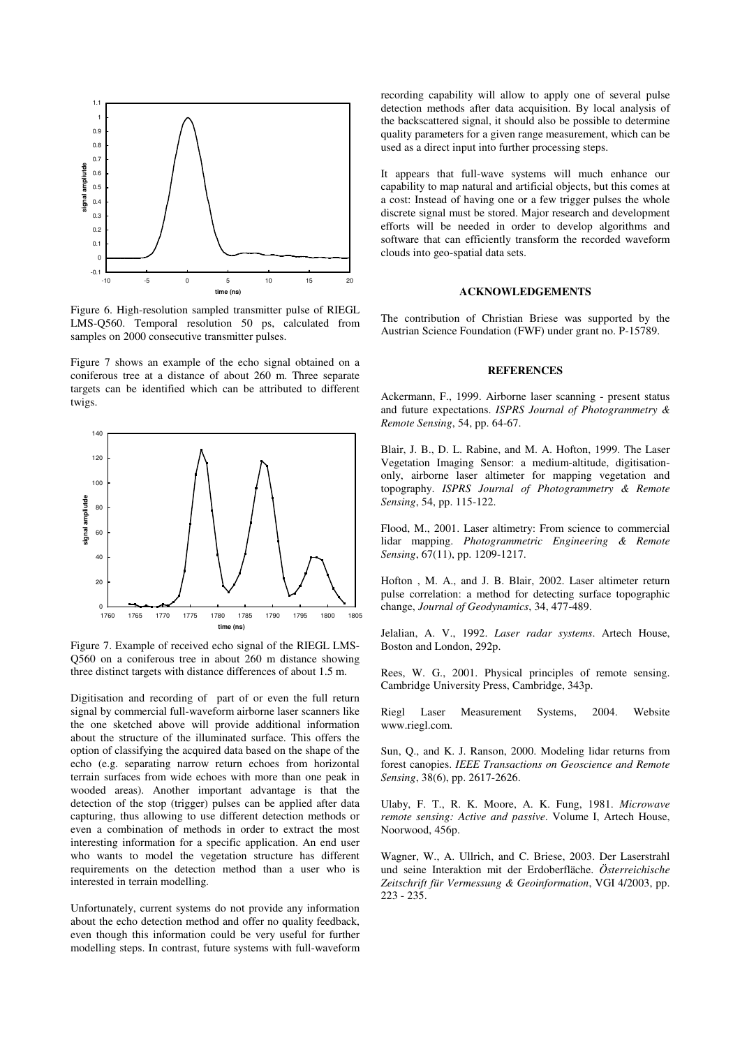1.1
1
0.9
0.8
0.7
0.6
0.5
0.4
0.3
0.2
0.1
0
-0.1

signal amplitude

-10 -5 0 5 10 15 20

time (ns)

Figure 6. High-resolution sampled transmitter pulse of RIEGL LMS-Q560. Temporal resolution 50 ps, calculated from samples on 2000 consecutive transmitter pulses.

Figure 7 shows an example of the echo signal obtained on a coniferous tree at a distance of about 260 m. Three separate targets can be identified which can be attributed to different twigs.

140
120
100
80
60
40
20
0

signal amplitude

1760 1765 1770 1775 1780 1785 1790 1795 1800 1805

time (ns)

Figure 7. Example of received echo signal of the RIEGL LMS-Q560 on a coniferous tree in about 260 m distance showing three distinct targets with distance differences of about 1.5 m.

Digitisation and recording of part of or even the full return signal by commercial full-waveform airborne laser scanners like the one sketched above will provide additional information about the structure of the illuminated surface. This offers the option of classifying the acquired data based on the shape of the echo (e.g. separating narrow return echoes from horizontal terrain surfaces from wide echoes with more than one peak in wooded areas). Another important advantage is that the detection of the stop (trigger) pulses can be applied after data capturing, thus allowing to use different detection methods or even a combination of methods in order to extract the most interesting information for a specific application. An end user who wants to model the vegetation structure has different requirements on the detection method than a user who is interested in terrain modelling.

Unfortunately, current systems do not provide any information about the echo detection method and offer no quality feedback, even though this information could be very useful for further modelling steps. In contrast, future systems with full-waveform recording capability will allow to apply one of several pulse detection methods after data acquisition. By local analysis of the backscattered signal, it should also be possible to determine quality parameters for a given range measurement, which can be used as a direct input into further processing steps.

It appears that full-wave systems will much enhance our capability to map natural and artificial objects, but this comes at a cost: Instead of having one or a few trigger pulses the whole discrete signal must be stored. Major research and development efforts will be needed in order to develop algorithms and software that can efficiently transform the recorded waveform clouds into geo-spatial data sets.

## ACKNOWLEDGEMENTS

The contribution of Christian Briese was supported by the Austrian Science Foundation (FWF) under grant no. P-15789.

## REFERENCES

Ackermann, F., 1999. Airborne laser scanning - present status and future expectations. *ISPRS Journal of Photogrammetry & Remote Sensing*, 54, pp. 64-67.

Blair, J. B., D. L. Rabine, and M. A. Hofton, 1999. The Laser Vegetation Imaging Sensor: a medium-altitude, digitisation-only, airborne laser altimeter for mapping vegetation and topography. *ISPRS Journal of Photogrammetry & Remote Sensing*, 54, pp. 115-122.

Flood, M., 2001. Laser altimetry: From science to commercial lidar mapping. *Photogrammetric Engineering & Remote Sensing*, 67(11), pp. 1209-1217.

Hofton , M. A., and J. B. Blair, 2002. Laser altimeter return pulse correlation: a method for detecting surface topographic change, *Journal of Geodynamics*, 34, 477-489.

Jelalian, A. V., 1992. *Laser radar systems*. Artech House, Boston and London, 292p.

Rees, W. G., 2001. Physical principles of remote sensing. Cambridge University Press, Cambridge, 343p.

Riegl Laser Measurement Systems, 2004. Website www.riegl.com.

Sun, Q., and K. J. Ranson, 2000. Modeling lidar returns from forest canopies. *IEEE Transactions on Geoscience and Remote Sensing*, 38(6), pp. 2617-2626.

Ulaby, F. T., R. K. Moore, A. K. Fung, 1981. *Microwave remote sensing: Active and passive*. Volume I, Artech House, Noorwood, 456p.

Wagner, W., A. Ullrich, and C. Briese, 2003. Der Laserstrahl und seine Interaktion mit der Erdoberfläche. *Österreichische Zeitschrift für Vermessung & Geoinformation*, VGI 4/2003, pp. 223 - 235.